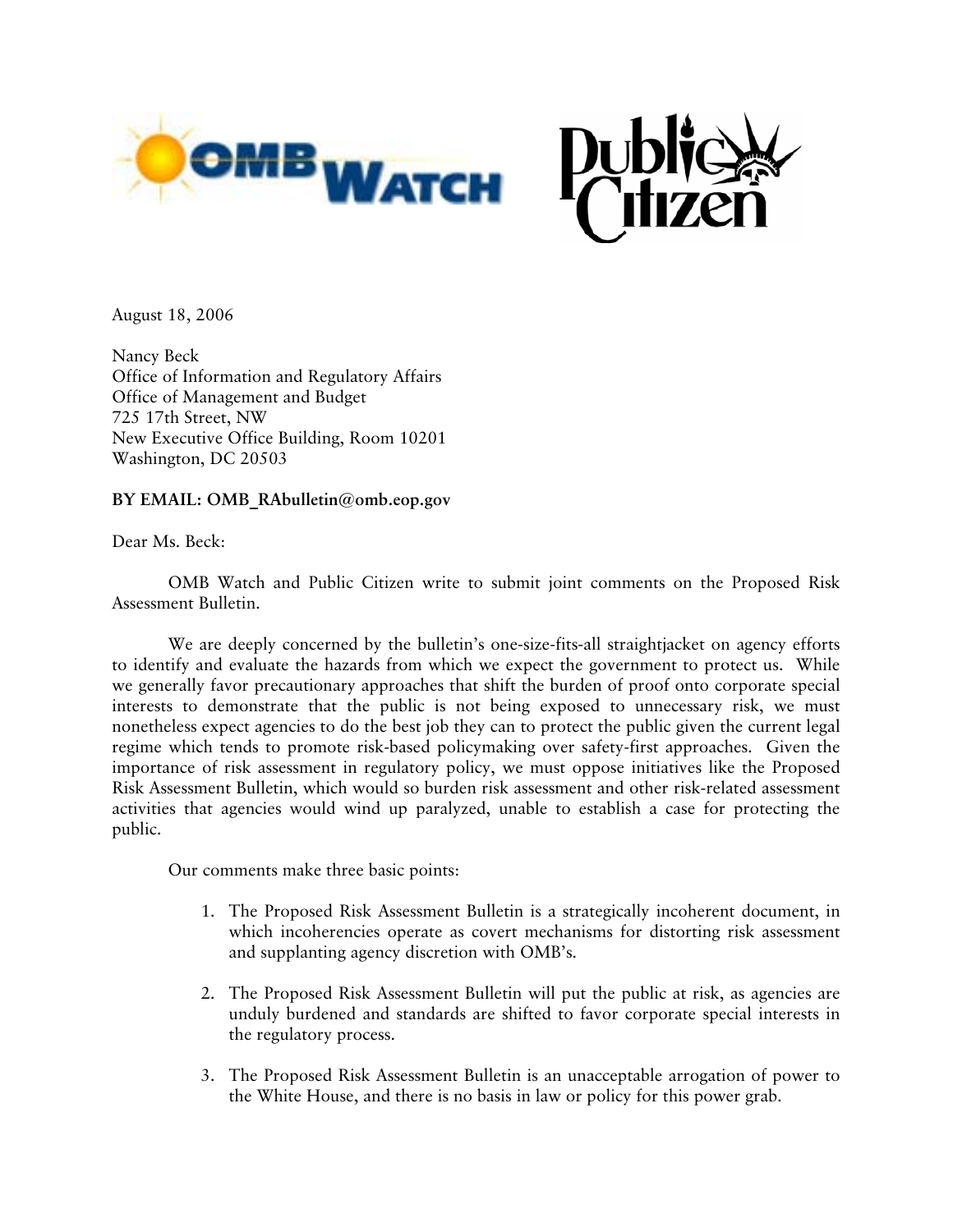OMB Watch

Public Citizen

August 18, 2006

Nancy Beck
Office of Information and Regulatory Affairs
Office of Management and Budget
725 17th Street, NW
New Executive Office Building, Room 10201
Washington, DC 20503

**BY EMAIL: OMB_RAbulletin@omb.eop.gov**

Dear Ms. Beck:

OMB Watch and Public Citizen write to submit joint comments on the Proposed Risk Assessment Bulletin.

We are deeply concerned by the bulletin's one-size-fits-all straightjacket on agency efforts to identify and evaluate the hazards from which we expect the government to protect us. While we generally favor precautionary approaches that shift the burden of proof onto corporate special interests to demonstrate that the public is not being exposed to unnecessary risk, we must nonetheless expect agencies to do the best job they can to protect the public given the current legal regime which tends to promote risk-based policymaking over safety-first approaches. Given the importance of risk assessment in regulatory policy, we must oppose initiatives like the Proposed Risk Assessment Bulletin, which would so burden risk assessment and other risk-related assessment activities that agencies would wind up paralyzed, unable to establish a case for protecting the public.

Our comments make three basic points:

1. The Proposed Risk Assessment Bulletin is a strategically incoherent document, in which incoherencies operate as covert mechanisms for distorting risk assessment and supplanting agency discretion with OMB's.

2. The Proposed Risk Assessment Bulletin will put the public at risk, as agencies are unduly burdened and standards are shifted to favor corporate special interests in the regulatory process.

3. The Proposed Risk Assessment Bulletin is an unacceptable arrogation of power to the White House, and there is no basis in law or policy for this power grab.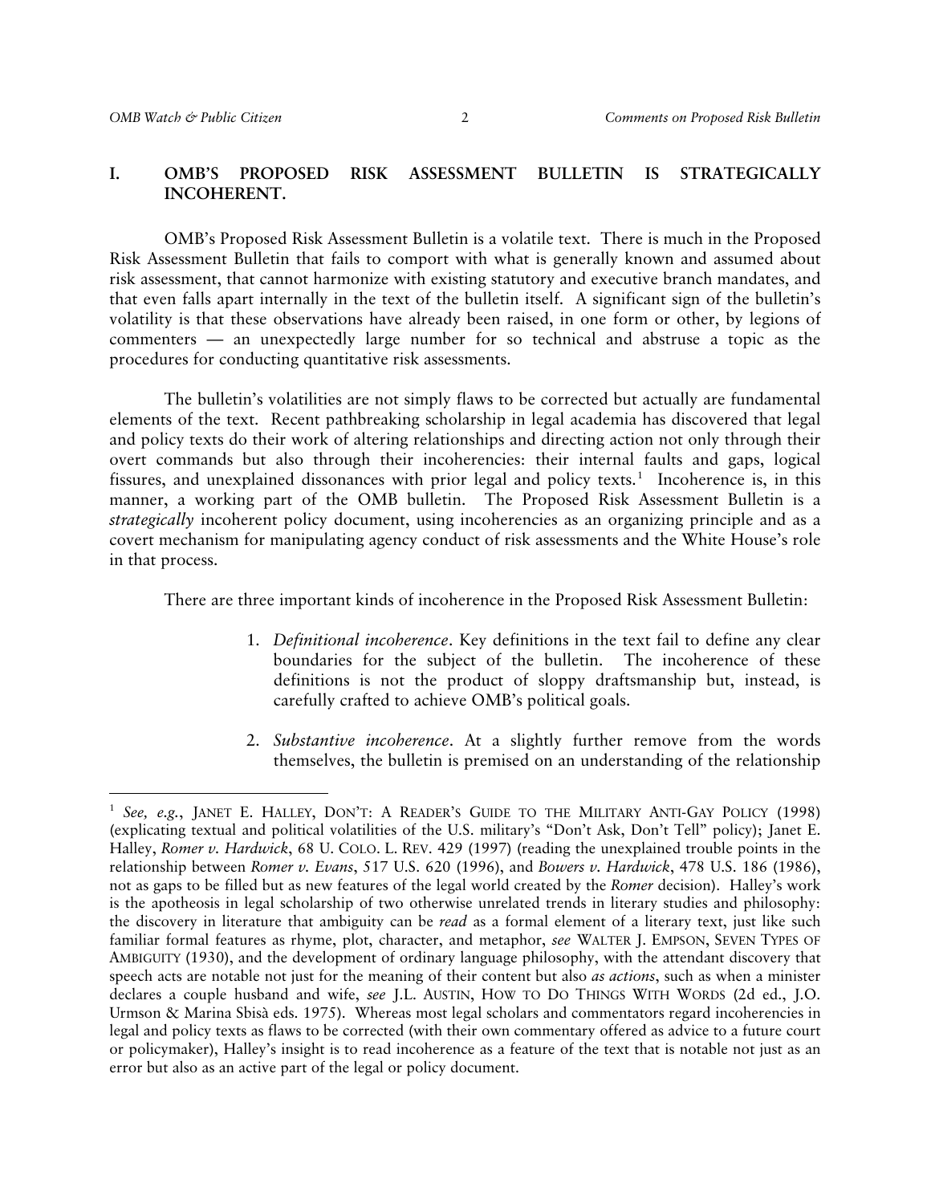## I. OMB'S PROPOSED RISK ASSESSMENT BULLETIN IS STRATEGICALLY INCOHERENT.

OMB's Proposed Risk Assessment Bulletin is a volatile text. There is much in the Proposed Risk Assessment Bulletin that fails to comport with what is generally known and assumed about risk assessment, that cannot harmonize with existing statutory and executive branch mandates, and that even falls apart internally in the text of the bulletin itself. A significant sign of the bulletin's volatility is that these observations have already been raised, in one form or other, by legions of commenters — an unexpectedly large number for so technical and abstruse a topic as the procedures for conducting quantitative risk assessments.

The bulletin's volatilities are not simply flaws to be corrected but actually are fundamental elements of the text. Recent pathbreaking scholarship in legal academia has discovered that legal and policy texts do their work of altering relationships and directing action not only through their overt commands but also through their incoherencies: their internal faults and gaps, logical fissures, and unexplained dissonances with prior legal and policy texts.[1] Incoherence is, in this manner, a working part of the OMB bulletin. The Proposed Risk Assessment Bulletin is a *strategically* incoherent policy document, using incoherencies as an organizing principle and as a covert mechanism for manipulating agency conduct of risk assessments and the White House's role in that process.

There are three important kinds of incoherence in the Proposed Risk Assessment Bulletin:

1. *Definitional incoherence*. Key definitions in the text fail to define any clear boundaries for the subject of the bulletin. The incoherence of these definitions is not the product of sloppy draftsmanship but, instead, is carefully crafted to achieve OMB's political goals.

2. *Substantive incoherence*. At a slightly further remove from the words themselves, the bulletin is premised on an understanding of the relationship

---

[1] *See, e.g.*, JANET E. HALLEY, DON'T: A READER'S GUIDE TO THE MILITARY ANTI-GAY POLICY (1998) (explicating textual and political volatilities of the U.S. military's "Don't Ask, Don't Tell" policy); Janet E. Halley, *Romer v. Hardwick*, 68 U. COLO. L. REV. 429 (1997) (reading the unexplained trouble points in the relationship between *Romer v. Evans*, 517 U.S. 620 (1996), and *Bowers v. Hardwick*, 478 U.S. 186 (1986), not as gaps to be filled but as new features of the legal world created by the *Romer* decision). Halley's work is the apotheosis in legal scholarship of two otherwise unrelated trends in literary studies and philosophy: the discovery in literature that ambiguity can be *read* as a formal element of a literary text, just like such familiar formal features as rhyme, plot, character, and metaphor, *see* WALTER J. EMPSON, SEVEN TYPES OF AMBIGUITY (1930), and the development of ordinary language philosophy, with the attendant discovery that speech acts are notable not just for the meaning of their content but also *as actions*, such as when a minister declares a couple husband and wife, *see* J.L. AUSTIN, HOW TO DO THINGS WITH WORDS (2d ed., J.O. Urmson & Marina Sbisà eds. 1975). Whereas most legal scholars and commentators regard incoherencies in legal and policy texts as flaws to be corrected (with their own commentary offered as advice to a future court or policymaker), Halley's insight is to read incoherence as a feature of the text that is notable not just as an error but also as an active part of the legal or policy document.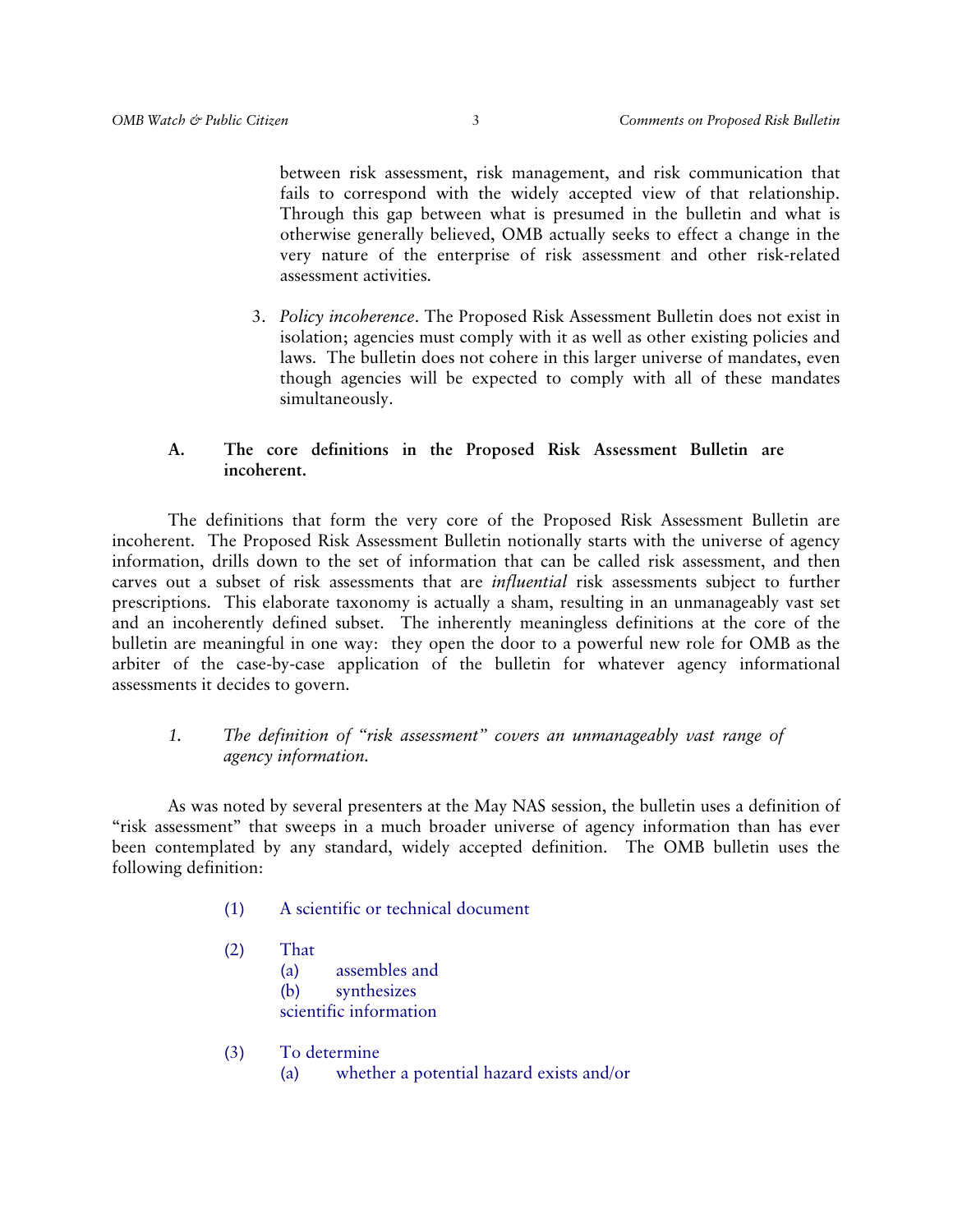between risk assessment, risk management, and risk communication that fails to correspond with the widely accepted view of that relationship. Through this gap between what is presumed in the bulletin and what is otherwise generally believed, OMB actually seeks to effect a change in the very nature of the enterprise of risk assessment and other risk-related assessment activities.

3. *Policy incoherence*. The Proposed Risk Assessment Bulletin does not exist in isolation; agencies must comply with it as well as other existing policies and laws. The bulletin does not cohere in this larger universe of mandates, even though agencies will be expected to comply with all of these mandates simultaneously.

## A. The core definitions in the Proposed Risk Assessment Bulletin are incoherent.

The definitions that form the very core of the Proposed Risk Assessment Bulletin are incoherent. The Proposed Risk Assessment Bulletin notionally starts with the universe of agency information, drills down to the set of information that can be called risk assessment, and then carves out a subset of risk assessments that are *influential* risk assessments subject to further prescriptions. This elaborate taxonomy is actually a sham, resulting in an unmanageably vast set and an incoherently defined subset. The inherently meaningless definitions at the core of the bulletin are meaningful in one way: they open the door to a powerful new role for OMB as the arbiter of the case-by-case application of the bulletin for whatever agency informational assessments it decides to govern.

### *1. The definition of "risk assessment" covers an unmanageably vast range of agency information.*

As was noted by several presenters at the May NAS session, the bulletin uses a definition of "risk assessment" that sweeps in a much broader universe of agency information than has ever been contemplated by any standard, widely accepted definition. The OMB bulletin uses the following definition:

(1) A scientific or technical document

(2) That
  (a) assembles and
  (b) synthesizes
  scientific information

(3) To determine
  (a) whether a potential hazard exists and/or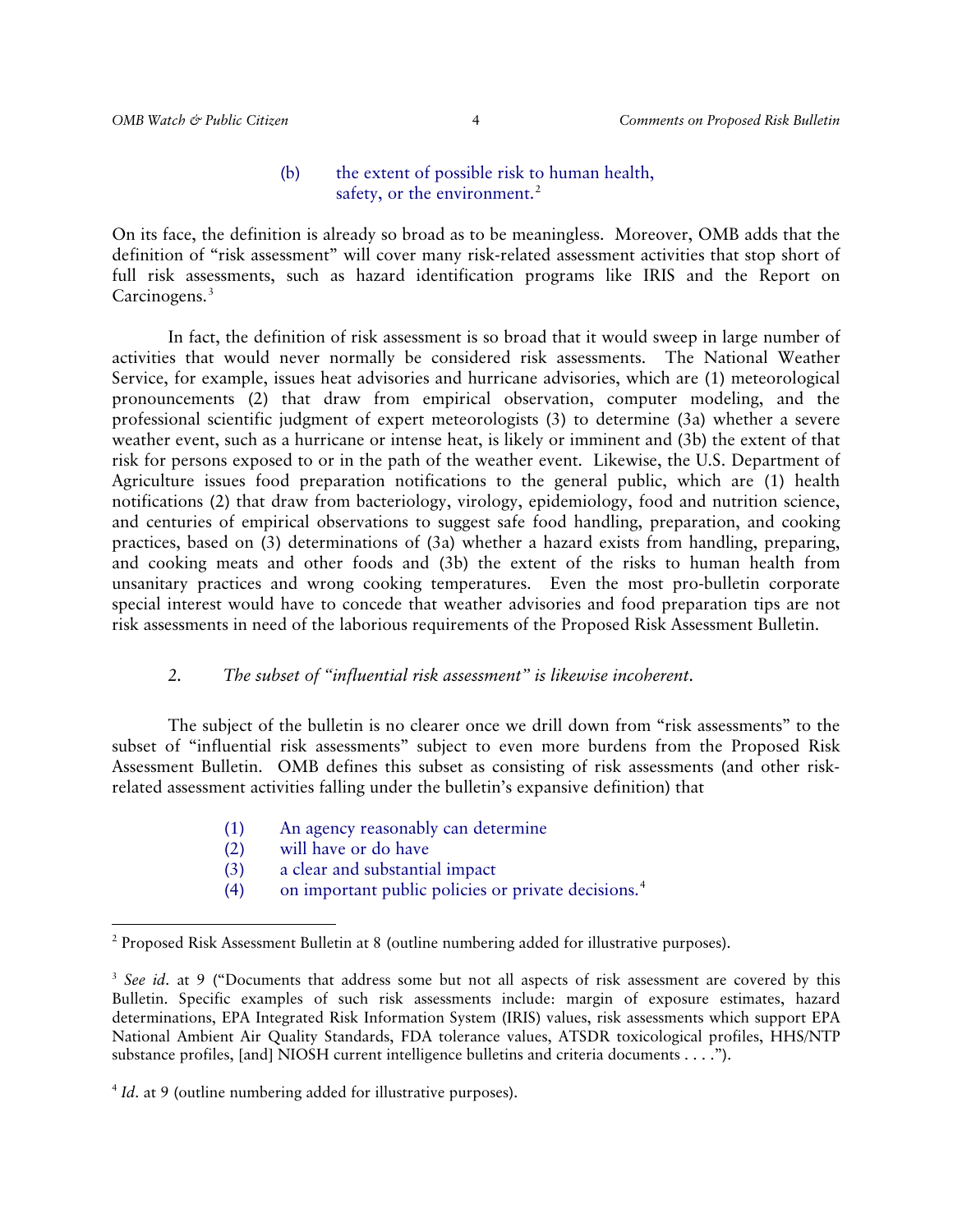(b) the extent of possible risk to human health, safety, or the environment.[2]

On its face, the definition is already so broad as to be meaningless. Moreover, OMB adds that the definition of "risk assessment" will cover many risk-related assessment activities that stop short of full risk assessments, such as hazard identification programs like IRIS and the Report on Carcinogens.[3]

In fact, the definition of risk assessment is so broad that it would sweep in large number of activities that would never normally be considered risk assessments. The National Weather Service, for example, issues heat advisories and hurricane advisories, which are (1) meteorological pronouncements (2) that draw from empirical observation, computer modeling, and the professional scientific judgment of expert meteorologists (3) to determine (3a) whether a severe weather event, such as a hurricane or intense heat, is likely or imminent and (3b) the extent of that risk for persons exposed to or in the path of the weather event. Likewise, the U.S. Department of Agriculture issues food preparation notifications to the general public, which are (1) health notifications (2) that draw from bacteriology, virology, epidemiology, food and nutrition science, and centuries of empirical observations to suggest safe food handling, preparation, and cooking practices, based on (3) determinations of (3a) whether a hazard exists from handling, preparing, and cooking meats and other foods and (3b) the extent of the risks to human health from unsanitary practices and wrong cooking temperatures. Even the most pro-bulletin corporate special interest would have to concede that weather advisories and food preparation tips are not risk assessments in need of the laborious requirements of the Proposed Risk Assessment Bulletin.

### 2. *The subset of "influential risk assessment" is likewise incoherent.*

The subject of the bulletin is no clearer once we drill down from "risk assessments" to the subset of "influential risk assessments" subject to even more burdens from the Proposed Risk Assessment Bulletin. OMB defines this subset as consisting of risk assessments (and other risk-related assessment activities falling under the bulletin's expansive definition) that

(1) An agency reasonably can determine
(2) will have or do have
(3) a clear and substantial impact
(4) on important public policies or private decisions.[4]

---

[2] Proposed Risk Assessment Bulletin at 8 (outline numbering added for illustrative purposes).

[3] *See id*. at 9 ("Documents that address some but not all aspects of risk assessment are covered by this Bulletin. Specific examples of such risk assessments include: margin of exposure estimates, hazard determinations, EPA Integrated Risk Information System (IRIS) values, risk assessments which support EPA National Ambient Air Quality Standards, FDA tolerance values, ATSDR toxicological profiles, HHS/NTP substance profiles, [and] NIOSH current intelligence bulletins and criteria documents . . . .").

[4] *Id*. at 9 (outline numbering added for illustrative purposes).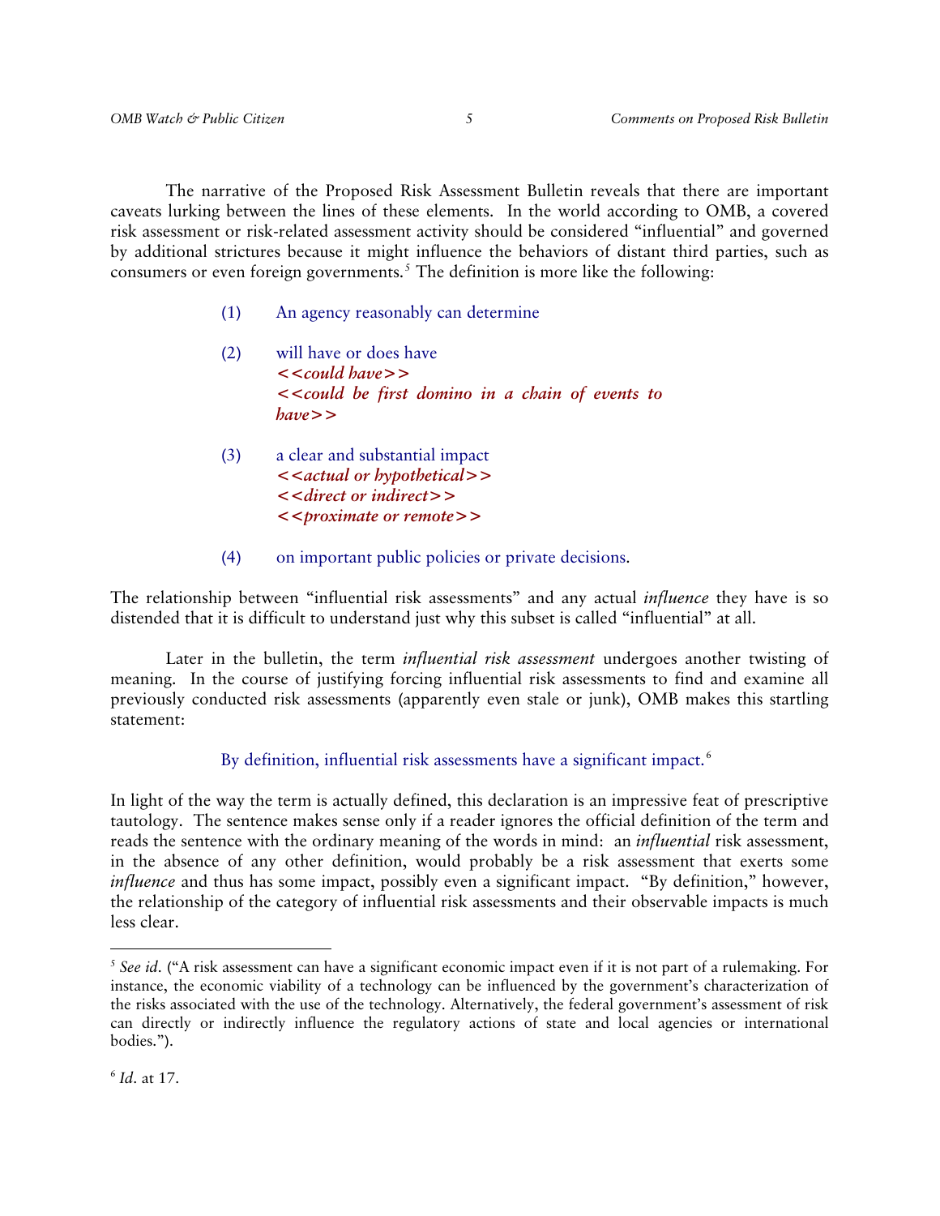The narrative of the Proposed Risk Assessment Bulletin reveals that there are important caveats lurking between the lines of these elements. In the world according to OMB, a covered risk assessment or risk-related assessment activity should be considered "influential" and governed by additional strictures because it might influence the behaviors of distant third parties, such as consumers or even foreign governments.[5] The definition is more like the following:

> (1) An agency reasonably can determine
>
> (2) will have or does have
> ***<<could have>>***
> ***<<could be first domino in a chain of events to have>>***
>
> (3) a clear and substantial impact
> ***<<actual or hypothetical>>***
> ***<<direct or indirect>>***
> ***<<proximate or remote>>***
>
> (4) on important public policies or private decisions.

The relationship between "influential risk assessments" and any actual *influence* they have is so distended that it is difficult to understand just why this subset is called "influential" at all.

Later in the bulletin, the term *influential risk assessment* undergoes another twisting of meaning. In the course of justifying forcing influential risk assessments to find and examine all previously conducted risk assessments (apparently even stale or junk), OMB makes this startling statement:

> By definition, influential risk assessments have a significant impact.[6]

In light of the way the term is actually defined, this declaration is an impressive feat of prescriptive tautology. The sentence makes sense only if a reader ignores the official definition of the term and reads the sentence with the ordinary meaning of the words in mind: an *influential* risk assessment, in the absence of any other definition, would probably be a risk assessment that exerts some *influence* and thus has some impact, possibly even a significant impact. "By definition," however, the relationship of the category of influential risk assessments and their observable impacts is much less clear.

---

[5] *See id*. ("A risk assessment can have a significant economic impact even if it is not part of a rulemaking. For instance, the economic viability of a technology can be influenced by the government's characterization of the risks associated with the use of the technology. Alternatively, the federal government's assessment of risk can directly or indirectly influence the regulatory actions of state and local agencies or international bodies.").

[6] *Id*. at 17.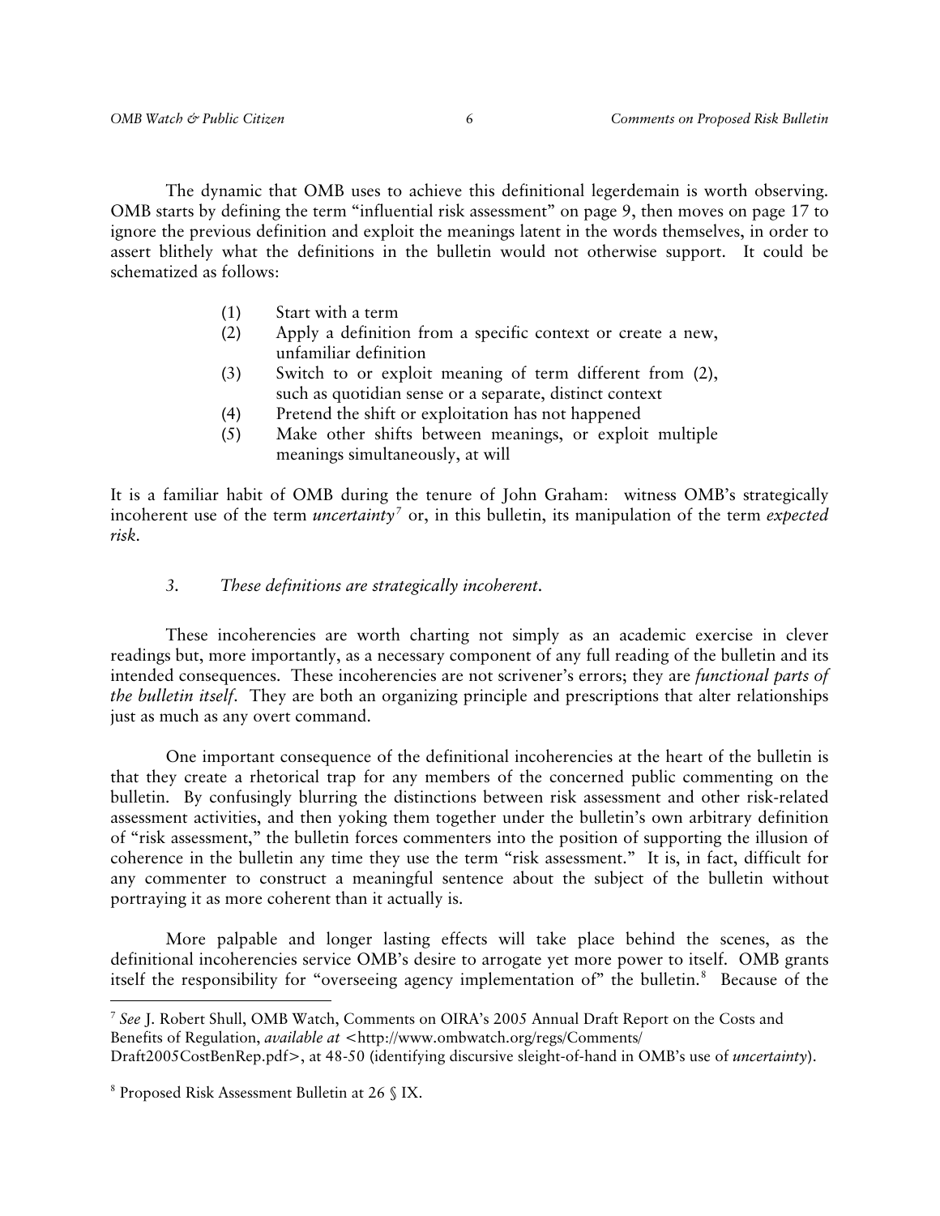The dynamic that OMB uses to achieve this definitional legerdemain is worth observing. OMB starts by defining the term "influential risk assessment" on page 9, then moves on page 17 to ignore the previous definition and exploit the meanings latent in the words themselves, in order to assert blithely what the definitions in the bulletin would not otherwise support. It could be schematized as follows:

(1) Start with a term
(2) Apply a definition from a specific context or create a new, unfamiliar definition
(3) Switch to or exploit meaning of term different from (2), such as quotidian sense or a separate, distinct context
(4) Pretend the shift or exploitation has not happened
(5) Make other shifts between meanings, or exploit multiple meanings simultaneously, at will

It is a familiar habit of OMB during the tenure of John Graham: witness OMB's strategically incoherent use of the term *uncertainty*[7] or, in this bulletin, its manipulation of the term *expected risk*.

### *3. These definitions are strategically incoherent.*

These incoherencies are worth charting not simply as an academic exercise in clever readings but, more importantly, as a necessary component of any full reading of the bulletin and its intended consequences. These incoherencies are not scrivener's errors; they are *functional parts of the bulletin itself*. They are both an organizing principle and prescriptions that alter relationships just as much as any overt command.

One important consequence of the definitional incoherencies at the heart of the bulletin is that they create a rhetorical trap for any members of the concerned public commenting on the bulletin. By confusingly blurring the distinctions between risk assessment and other risk-related assessment activities, and then yoking them together under the bulletin's own arbitrary definition of "risk assessment," the bulletin forces commenters into the position of supporting the illusion of coherence in the bulletin any time they use the term "risk assessment." It is, in fact, difficult for any commenter to construct a meaningful sentence about the subject of the bulletin without portraying it as more coherent than it actually is.

More palpable and longer lasting effects will take place behind the scenes, as the definitional incoherencies service OMB's desire to arrogate yet more power to itself. OMB grants itself the responsibility for "overseeing agency implementation of" the bulletin.[8] Because of the

---

[7] *See* J. Robert Shull, OMB Watch, Comments on OIRA's 2005 Annual Draft Report on the Costs and Benefits of Regulation, *available at* <http://www.ombwatch.org/regs/Comments/Draft2005CostBenRep.pdf>, at 48-50 (identifying discursive sleight-of-hand in OMB's use of *uncertainty*).

[8] Proposed Risk Assessment Bulletin at 26 § IX.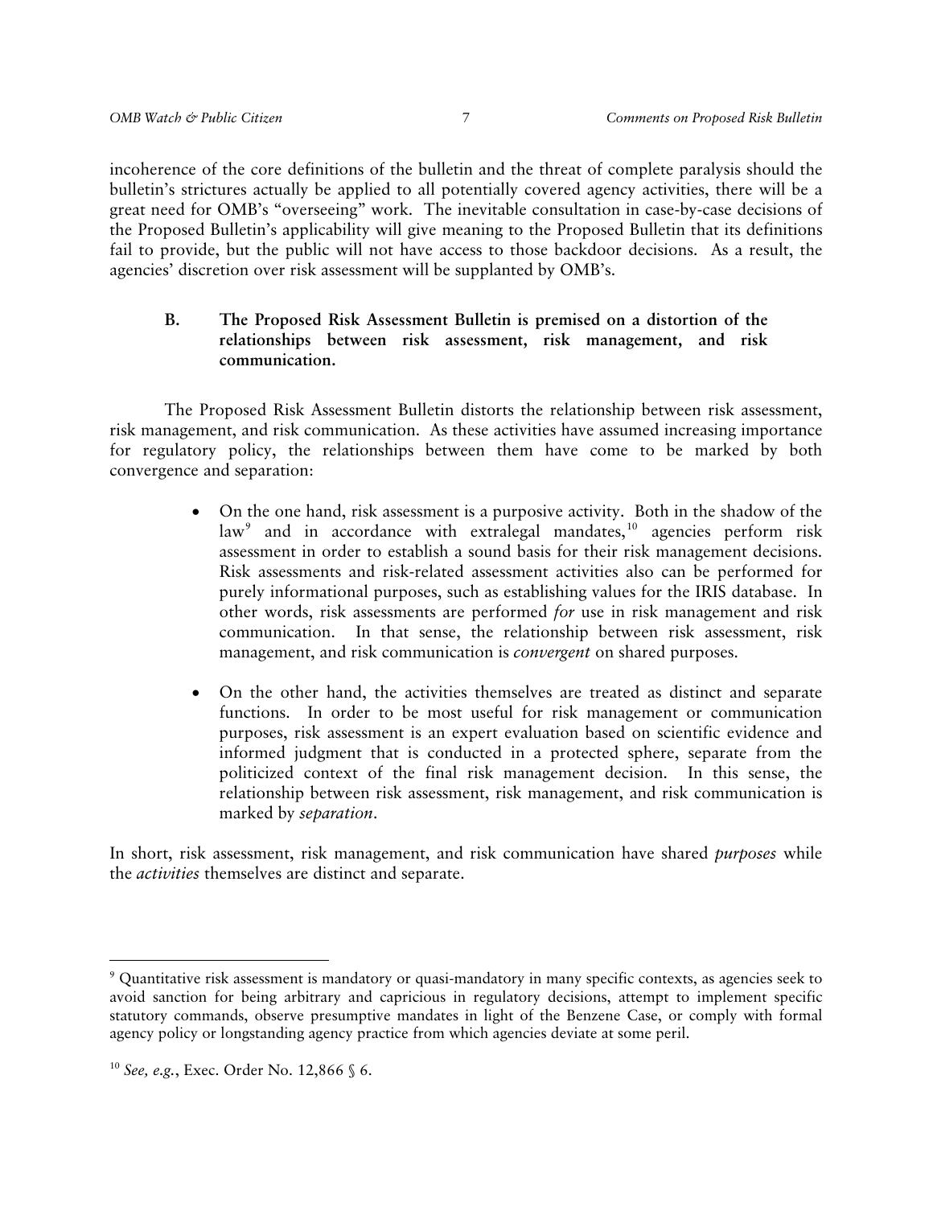incoherence of the core definitions of the bulletin and the threat of complete paralysis should the bulletin's strictures actually be applied to all potentially covered agency activities, there will be a great need for OMB's "overseeing" work. The inevitable consultation in case-by-case decisions of the Proposed Bulletin's applicability will give meaning to the Proposed Bulletin that its definitions fail to provide, but the public will not have access to those backdoor decisions. As a result, the agencies' discretion over risk assessment will be supplanted by OMB's.

### B. The Proposed Risk Assessment Bulletin is premised on a distortion of the relationships between risk assessment, risk management, and risk communication.

The Proposed Risk Assessment Bulletin distorts the relationship between risk assessment, risk management, and risk communication. As these activities have assumed increasing importance for regulatory policy, the relationships between them have come to be marked by both convergence and separation:

- On the one hand, risk assessment is a purposive activity. Both in the shadow of the law[9] and in accordance with extralegal mandates,[10] agencies perform risk assessment in order to establish a sound basis for their risk management decisions. Risk assessments and risk-related assessment activities also can be performed for purely informational purposes, such as establishing values for the IRIS database. In other words, risk assessments are performed *for* use in risk management and risk communication. In that sense, the relationship between risk assessment, risk management, and risk communication is *convergent* on shared purposes.

- On the other hand, the activities themselves are treated as distinct and separate functions. In order to be most useful for risk management or communication purposes, risk assessment is an expert evaluation based on scientific evidence and informed judgment that is conducted in a protected sphere, separate from the politicized context of the final risk management decision. In this sense, the relationship between risk assessment, risk management, and risk communication is marked by *separation*.

In short, risk assessment, risk management, and risk communication have shared *purposes* while the *activities* themselves are distinct and separate.

---

[9] Quantitative risk assessment is mandatory or quasi-mandatory in many specific contexts, as agencies seek to avoid sanction for being arbitrary and capricious in regulatory decisions, attempt to implement specific statutory commands, observe presumptive mandates in light of the Benzene Case, or comply with formal agency policy or longstanding agency practice from which agencies deviate at some peril.

[10] *See, e.g.*, Exec. Order No. 12,866 § 6.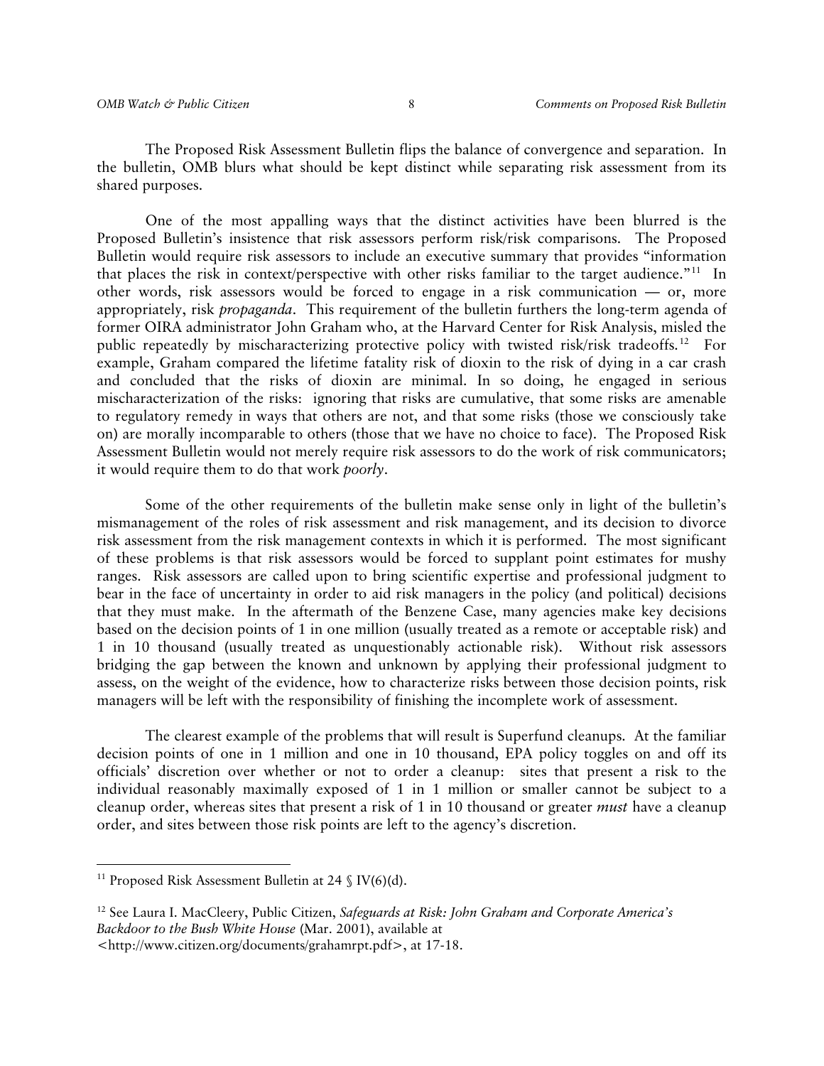The Proposed Risk Assessment Bulletin flips the balance of convergence and separation. In the bulletin, OMB blurs what should be kept distinct while separating risk assessment from its shared purposes.

One of the most appalling ways that the distinct activities have been blurred is the Proposed Bulletin's insistence that risk assessors perform risk/risk comparisons. The Proposed Bulletin would require risk assessors to include an executive summary that provides "information that places the risk in context/perspective with other risks familiar to the target audience."[11] In other words, risk assessors would be forced to engage in a risk communication — or, more appropriately, risk *propaganda*. This requirement of the bulletin furthers the long-term agenda of former OIRA administrator John Graham who, at the Harvard Center for Risk Analysis, misled the public repeatedly by mischaracterizing protective policy with twisted risk/risk tradeoffs.[12] For example, Graham compared the lifetime fatality risk of dioxin to the risk of dying in a car crash and concluded that the risks of dioxin are minimal. In so doing, he engaged in serious mischaracterization of the risks: ignoring that risks are cumulative, that some risks are amenable to regulatory remedy in ways that others are not, and that some risks (those we consciously take on) are morally incomparable to others (those that we have no choice to face). The Proposed Risk Assessment Bulletin would not merely require risk assessors to do the work of risk communicators; it would require them to do that work *poorly*.

Some of the other requirements of the bulletin make sense only in light of the bulletin's mismanagement of the roles of risk assessment and risk management, and its decision to divorce risk assessment from the risk management contexts in which it is performed. The most significant of these problems is that risk assessors would be forced to supplant point estimates for mushy ranges. Risk assessors are called upon to bring scientific expertise and professional judgment to bear in the face of uncertainty in order to aid risk managers in the policy (and political) decisions that they must make. In the aftermath of the Benzene Case, many agencies make key decisions based on the decision points of 1 in one million (usually treated as a remote or acceptable risk) and 1 in 10 thousand (usually treated as unquestionably actionable risk). Without risk assessors bridging the gap between the known and unknown by applying their professional judgment to assess, on the weight of the evidence, how to characterize risks between those decision points, risk managers will be left with the responsibility of finishing the incomplete work of assessment.

The clearest example of the problems that will result is Superfund cleanups. At the familiar decision points of one in 1 million and one in 10 thousand, EPA policy toggles on and off its officials' discretion over whether or not to order a cleanup: sites that present a risk to the individual reasonably maximally exposed of 1 in 1 million or smaller cannot be subject to a cleanup order, whereas sites that present a risk of 1 in 10 thousand or greater *must* have a cleanup order, and sites between those risk points are left to the agency's discretion.

---

[11] Proposed Risk Assessment Bulletin at 24 § IV(6)(d).

[12] See Laura I. MacCleery, Public Citizen, *Safeguards at Risk: John Graham and Corporate America's Backdoor to the Bush White House* (Mar. 2001), available at <http://www.citizen.org/documents/grahamrpt.pdf>, at 17-18.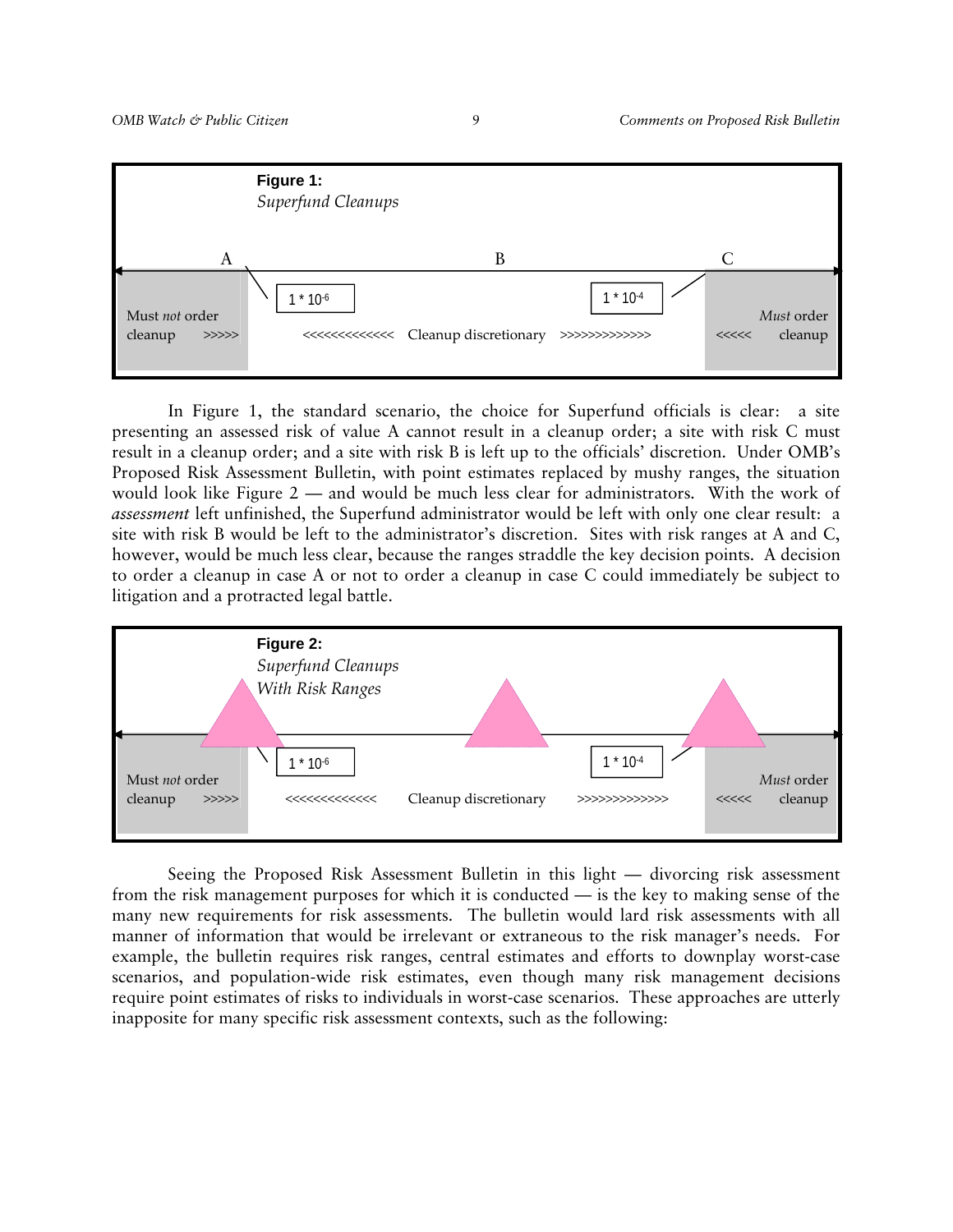**Figure 1:**
*Superfund Cleanups*

| A | B | C |
|---|---|---|
| Must *not* order cleanup >>>>> | $1 * 10^{-6}$ <<<<<<<<<<<<< Cleanup discretionary >>>>>>>>>>>>> $1 * 10^{-4}$ | <<<<< *Must* order cleanup |

In Figure 1, the standard scenario, the choice for Superfund officials is clear: a site presenting an assessed risk of value A cannot result in a cleanup order; a site with risk C must result in a cleanup order; and a site with risk B is left up to the officials' discretion. Under OMB's Proposed Risk Assessment Bulletin, with point estimates replaced by mushy ranges, the situation would look like Figure 2 — and would be much less clear for administrators. With the work of *assessment* left unfinished, the Superfund administrator would be left with only one clear result: a site with risk B would be left to the administrator's discretion. Sites with risk ranges at A and C, however, would be much less clear, because the ranges straddle the key decision points. A decision to order a cleanup in case A or not to order a cleanup in case C could immediately be subject to litigation and a protracted legal battle.

**Figure 2:**
*Superfund Cleanups*
*With Risk Ranges*

| | | |
|---|---|---|
| Must *not* order cleanup >>>>> | $1 * 10^{-6}$ <<<<<<<<<<<<< Cleanup discretionary >>>>>>>>>>>>> $1 * 10^{-4}$ | <<<<< *Must* order cleanup |

Seeing the Proposed Risk Assessment Bulletin in this light — divorcing risk assessment from the risk management purposes for which it is conducted — is the key to making sense of the many new requirements for risk assessments. The bulletin would lard risk assessments with all manner of information that would be irrelevant or extraneous to the risk manager's needs. For example, the bulletin requires risk ranges, central estimates and efforts to downplay worst-case scenarios, and population-wide risk estimates, even though many risk management decisions require point estimates of risks to individuals in worst-case scenarios. These approaches are utterly inapposite for many specific risk assessment contexts, such as the following: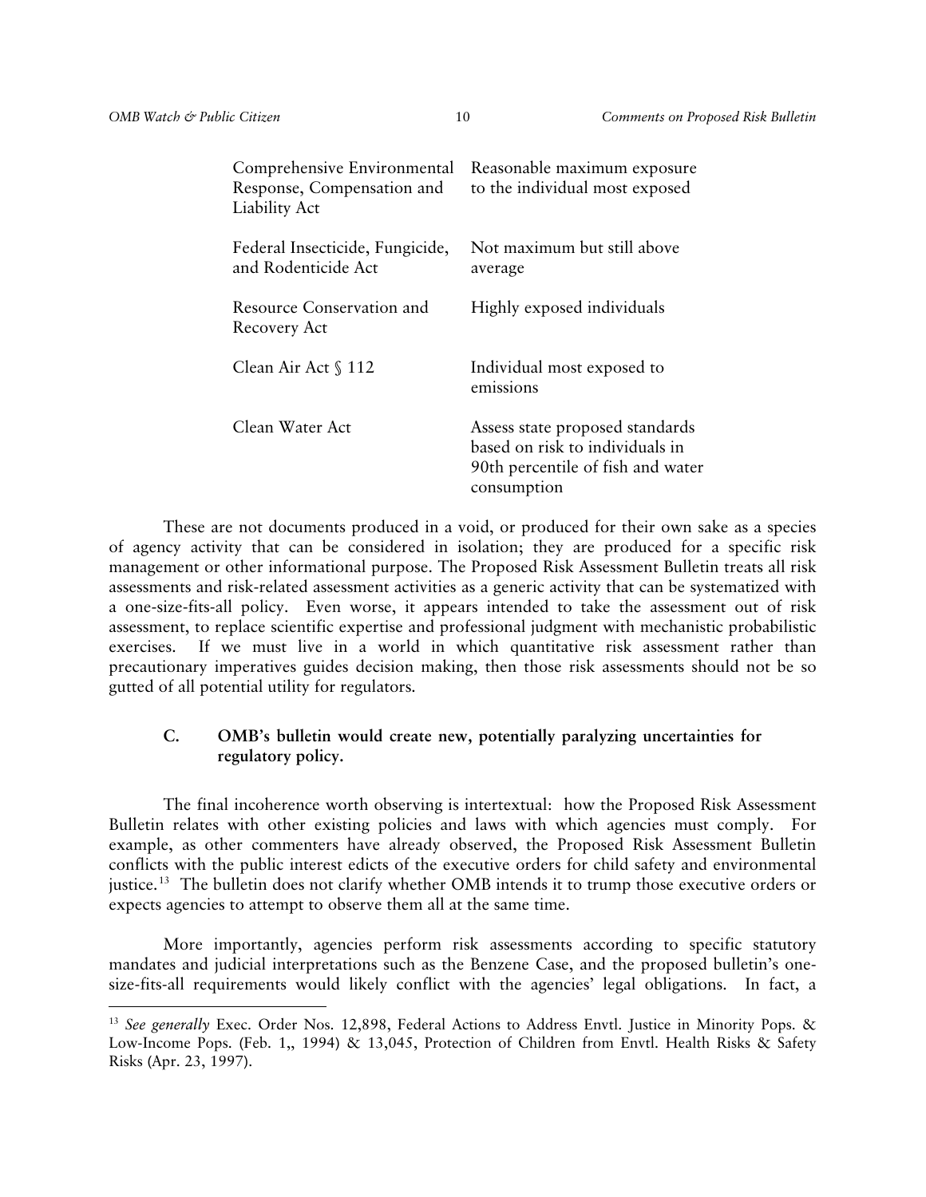| | |
|---|---|
| Comprehensive Environmental Response, Compensation and Liability Act | Reasonable maximum exposure to the individual most exposed |
| Federal Insecticide, Fungicide, and Rodenticide Act | Not maximum but still above average |
| Resource Conservation and Recovery Act | Highly exposed individuals |
| Clean Air Act § 112 | Individual most exposed to emissions |
| Clean Water Act | Assess state proposed standards based on risk to individuals in 90th percentile of fish and water consumption |

These are not documents produced in a void, or produced for their own sake as a species of agency activity that can be considered in isolation; they are produced for a specific risk management or other informational purpose. The Proposed Risk Assessment Bulletin treats all risk assessments and risk-related assessment activities as a generic activity that can be systematized with a one-size-fits-all policy. Even worse, it appears intended to take the assessment out of risk assessment, to replace scientific expertise and professional judgment with mechanistic probabilistic exercises. If we must live in a world in which quantitative risk assessment rather than precautionary imperatives guides decision making, then those risk assessments should not be so gutted of all potential utility for regulators.

### C. OMB's bulletin would create new, potentially paralyzing uncertainties for regulatory policy.

The final incoherence worth observing is intertextual: how the Proposed Risk Assessment Bulletin relates with other existing policies and laws with which agencies must comply. For example, as other commenters have already observed, the Proposed Risk Assessment Bulletin conflicts with the public interest edicts of the executive orders for child safety and environmental justice.[13] The bulletin does not clarify whether OMB intends it to trump those executive orders or expects agencies to attempt to observe them all at the same time.

More importantly, agencies perform risk assessments according to specific statutory mandates and judicial interpretations such as the Benzene Case, and the proposed bulletin's one-size-fits-all requirements would likely conflict with the agencies' legal obligations. In fact, a

[13] *See generally* Exec. Order Nos. 12,898, Federal Actions to Address Envtl. Justice in Minority Pops. & Low-Income Pops. (Feb. 1,, 1994) & 13,045, Protection of Children from Envtl. Health Risks & Safety Risks (Apr. 23, 1997).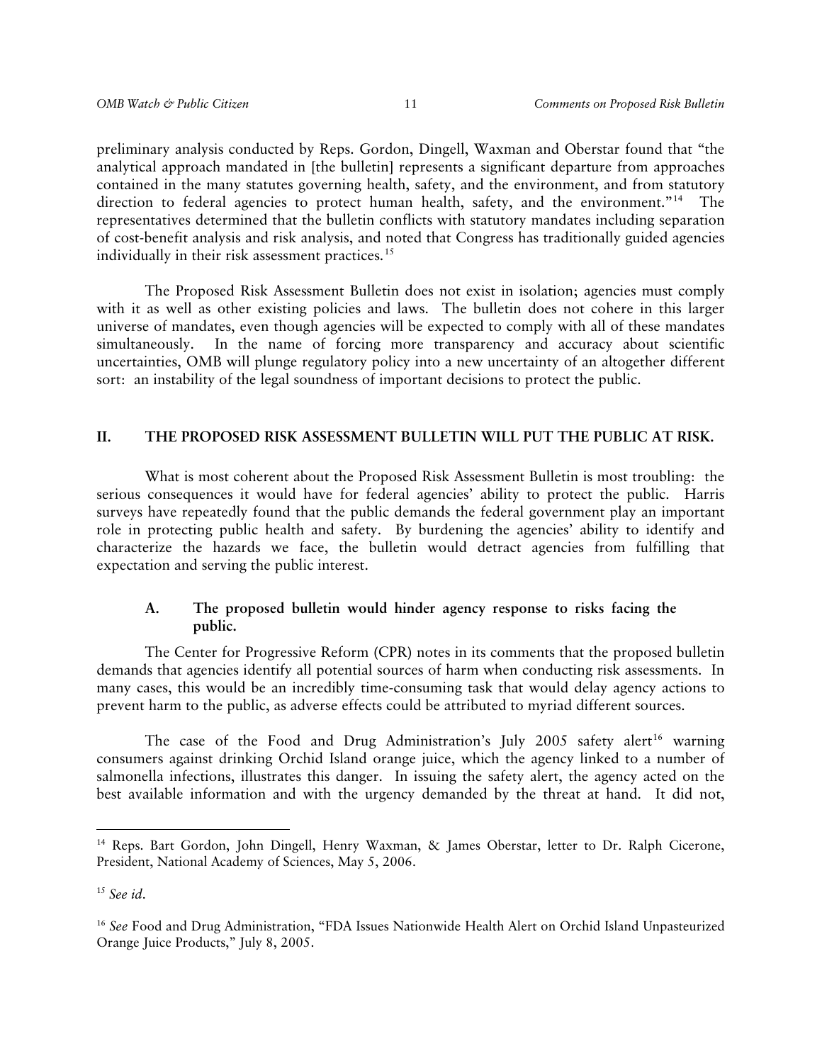preliminary analysis conducted by Reps. Gordon, Dingell, Waxman and Oberstar found that "the analytical approach mandated in [the bulletin] represents a significant departure from approaches contained in the many statutes governing health, safety, and the environment, and from statutory direction to federal agencies to protect human health, safety, and the environment."[14] The representatives determined that the bulletin conflicts with statutory mandates including separation of cost-benefit analysis and risk analysis, and noted that Congress has traditionally guided agencies individually in their risk assessment practices.[15]

The Proposed Risk Assessment Bulletin does not exist in isolation; agencies must comply with it as well as other existing policies and laws. The bulletin does not cohere in this larger universe of mandates, even though agencies will be expected to comply with all of these mandates simultaneously. In the name of forcing more transparency and accuracy about scientific uncertainties, OMB will plunge regulatory policy into a new uncertainty of an altogether different sort: an instability of the legal soundness of important decisions to protect the public.

## II. THE PROPOSED RISK ASSESSMENT BULLETIN WILL PUT THE PUBLIC AT RISK.

What is most coherent about the Proposed Risk Assessment Bulletin is most troubling: the serious consequences it would have for federal agencies' ability to protect the public. Harris surveys have repeatedly found that the public demands the federal government play an important role in protecting public health and safety. By burdening the agencies' ability to identify and characterize the hazards we face, the bulletin would detract agencies from fulfilling that expectation and serving the public interest.

### A. The proposed bulletin would hinder agency response to risks facing the public.

The Center for Progressive Reform (CPR) notes in its comments that the proposed bulletin demands that agencies identify all potential sources of harm when conducting risk assessments. In many cases, this would be an incredibly time-consuming task that would delay agency actions to prevent harm to the public, as adverse effects could be attributed to myriad different sources.

The case of the Food and Drug Administration's July 2005 safety alert[16] warning consumers against drinking Orchid Island orange juice, which the agency linked to a number of salmonella infections, illustrates this danger. In issuing the safety alert, the agency acted on the best available information and with the urgency demanded by the threat at hand. It did not,

---

[14] Reps. Bart Gordon, John Dingell, Henry Waxman, & James Oberstar, letter to Dr. Ralph Cicerone, President, National Academy of Sciences, May 5, 2006.

[15] *See id*.

[16] *See* Food and Drug Administration, "FDA Issues Nationwide Health Alert on Orchid Island Unpasteurized Orange Juice Products," July 8, 2005.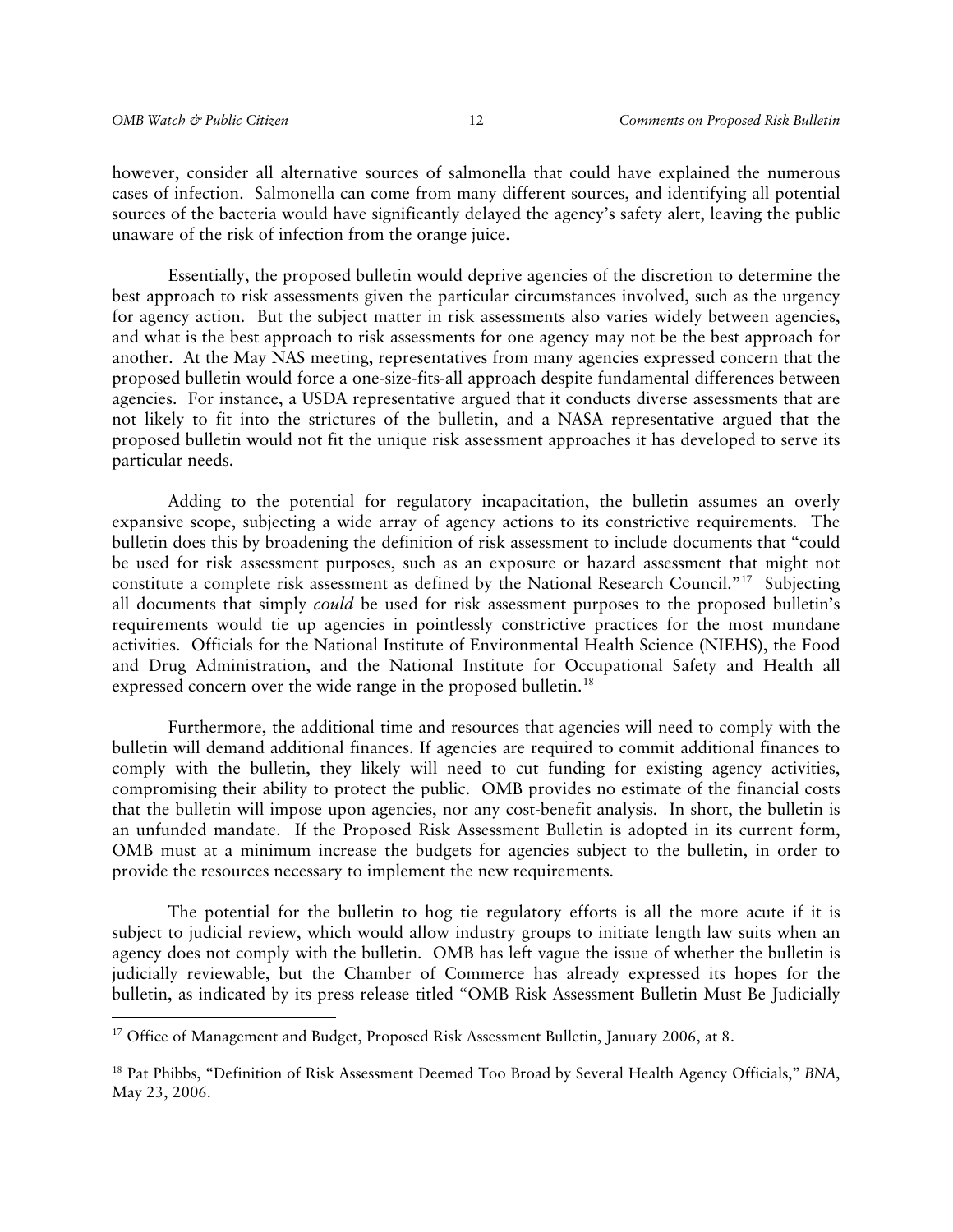however, consider all alternative sources of salmonella that could have explained the numerous cases of infection. Salmonella can come from many different sources, and identifying all potential sources of the bacteria would have significantly delayed the agency's safety alert, leaving the public unaware of the risk of infection from the orange juice.

Essentially, the proposed bulletin would deprive agencies of the discretion to determine the best approach to risk assessments given the particular circumstances involved, such as the urgency for agency action. But the subject matter in risk assessments also varies widely between agencies, and what is the best approach to risk assessments for one agency may not be the best approach for another. At the May NAS meeting, representatives from many agencies expressed concern that the proposed bulletin would force a one-size-fits-all approach despite fundamental differences between agencies. For instance, a USDA representative argued that it conducts diverse assessments that are not likely to fit into the strictures of the bulletin, and a NASA representative argued that the proposed bulletin would not fit the unique risk assessment approaches it has developed to serve its particular needs.

Adding to the potential for regulatory incapacitation, the bulletin assumes an overly expansive scope, subjecting a wide array of agency actions to its constrictive requirements. The bulletin does this by broadening the definition of risk assessment to include documents that "could be used for risk assessment purposes, such as an exposure or hazard assessment that might not constitute a complete risk assessment as defined by the National Research Council."[17] Subjecting all documents that simply *could* be used for risk assessment purposes to the proposed bulletin's requirements would tie up agencies in pointlessly constrictive practices for the most mundane activities. Officials for the National Institute of Environmental Health Science (NIEHS), the Food and Drug Administration, and the National Institute for Occupational Safety and Health all expressed concern over the wide range in the proposed bulletin.[18]

Furthermore, the additional time and resources that agencies will need to comply with the bulletin will demand additional finances. If agencies are required to commit additional finances to comply with the bulletin, they likely will need to cut funding for existing agency activities, compromising their ability to protect the public. OMB provides no estimate of the financial costs that the bulletin will impose upon agencies, nor any cost-benefit analysis. In short, the bulletin is an unfunded mandate. If the Proposed Risk Assessment Bulletin is adopted in its current form, OMB must at a minimum increase the budgets for agencies subject to the bulletin, in order to provide the resources necessary to implement the new requirements.

The potential for the bulletin to hog tie regulatory efforts is all the more acute if it is subject to judicial review, which would allow industry groups to initiate length law suits when an agency does not comply with the bulletin. OMB has left vague the issue of whether the bulletin is judicially reviewable, but the Chamber of Commerce has already expressed its hopes for the bulletin, as indicated by its press release titled "OMB Risk Assessment Bulletin Must Be Judicially

---

[17] Office of Management and Budget, Proposed Risk Assessment Bulletin, January 2006, at 8.

[18] Pat Phibbs, "Definition of Risk Assessment Deemed Too Broad by Several Health Agency Officials," *BNA*, May 23, 2006.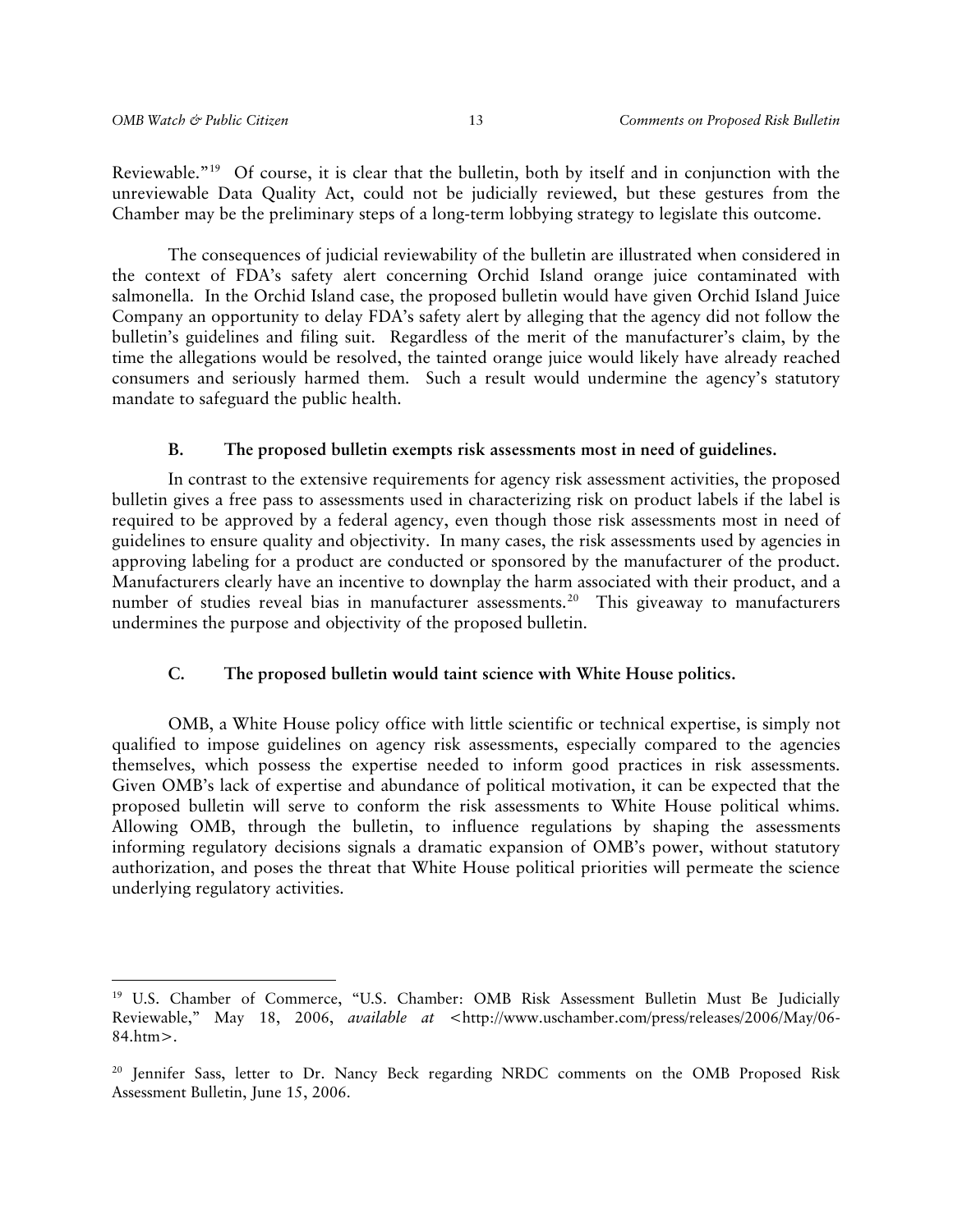Reviewable."[19] Of course, it is clear that the bulletin, both by itself and in conjunction with the unreviewable Data Quality Act, could not be judicially reviewed, but these gestures from the Chamber may be the preliminary steps of a long-term lobbying strategy to legislate this outcome.

The consequences of judicial reviewability of the bulletin are illustrated when considered in the context of FDA's safety alert concerning Orchid Island orange juice contaminated with salmonella. In the Orchid Island case, the proposed bulletin would have given Orchid Island Juice Company an opportunity to delay FDA's safety alert by alleging that the agency did not follow the bulletin's guidelines and filing suit. Regardless of the merit of the manufacturer's claim, by the time the allegations would be resolved, the tainted orange juice would likely have already reached consumers and seriously harmed them. Such a result would undermine the agency's statutory mandate to safeguard the public health.

### B. The proposed bulletin exempts risk assessments most in need of guidelines.

In contrast to the extensive requirements for agency risk assessment activities, the proposed bulletin gives a free pass to assessments used in characterizing risk on product labels if the label is required to be approved by a federal agency, even though those risk assessments most in need of guidelines to ensure quality and objectivity. In many cases, the risk assessments used by agencies in approving labeling for a product are conducted or sponsored by the manufacturer of the product. Manufacturers clearly have an incentive to downplay the harm associated with their product, and a number of studies reveal bias in manufacturer assessments.[20] This giveaway to manufacturers undermines the purpose and objectivity of the proposed bulletin.

### C. The proposed bulletin would taint science with White House politics.

OMB, a White House policy office with little scientific or technical expertise, is simply not qualified to impose guidelines on agency risk assessments, especially compared to the agencies themselves, which possess the expertise needed to inform good practices in risk assessments. Given OMB's lack of expertise and abundance of political motivation, it can be expected that the proposed bulletin will serve to conform the risk assessments to White House political whims. Allowing OMB, through the bulletin, to influence regulations by shaping the assessments informing regulatory decisions signals a dramatic expansion of OMB's power, without statutory authorization, and poses the threat that White House political priorities will permeate the science underlying regulatory activities.

---

[19] U.S. Chamber of Commerce, "U.S. Chamber: OMB Risk Assessment Bulletin Must Be Judicially Reviewable," May 18, 2006, *available at* <http://www.uschamber.com/press/releases/2006/May/06-84.htm>.

[20] Jennifer Sass, letter to Dr. Nancy Beck regarding NRDC comments on the OMB Proposed Risk Assessment Bulletin, June 15, 2006.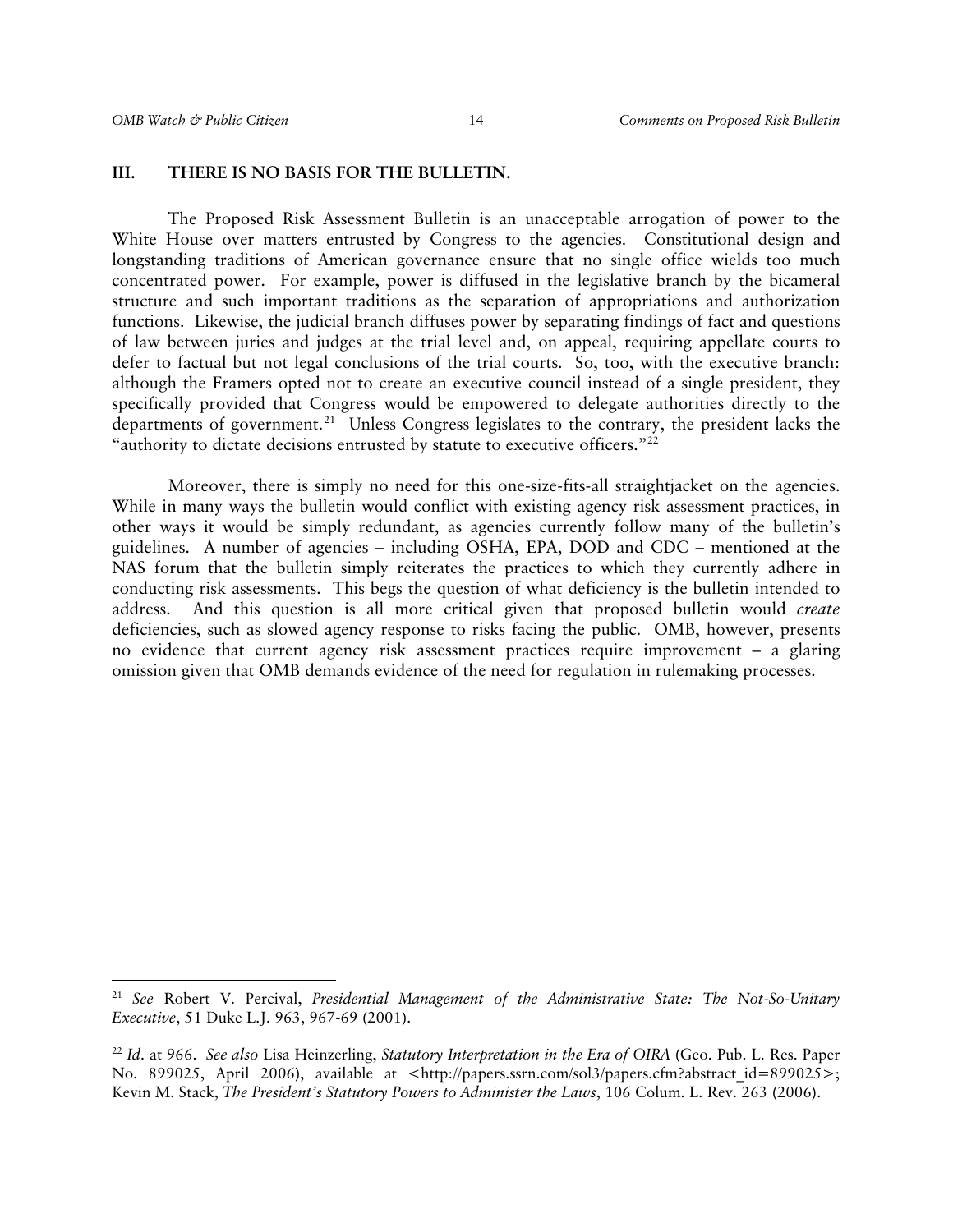## III. THERE IS NO BASIS FOR THE BULLETIN.

The Proposed Risk Assessment Bulletin is an unacceptable arrogation of power to the White House over matters entrusted by Congress to the agencies. Constitutional design and longstanding traditions of American governance ensure that no single office wields too much concentrated power. For example, power is diffused in the legislative branch by the bicameral structure and such important traditions as the separation of appropriations and authorization functions. Likewise, the judicial branch diffuses power by separating findings of fact and questions of law between juries and judges at the trial level and, on appeal, requiring appellate courts to defer to factual but not legal conclusions of the trial courts. So, too, with the executive branch: although the Framers opted not to create an executive council instead of a single president, they specifically provided that Congress would be empowered to delegate authorities directly to the departments of government.[21] Unless Congress legislates to the contrary, the president lacks the "authority to dictate decisions entrusted by statute to executive officers."[22]

Moreover, there is simply no need for this one-size-fits-all straightjacket on the agencies. While in many ways the bulletin would conflict with existing agency risk assessment practices, in other ways it would be simply redundant, as agencies currently follow many of the bulletin's guidelines. A number of agencies – including OSHA, EPA, DOD and CDC – mentioned at the NAS forum that the bulletin simply reiterates the practices to which they currently adhere in conducting risk assessments. This begs the question of what deficiency is the bulletin intended to address. And this question is all more critical given that proposed bulletin would *create* deficiencies, such as slowed agency response to risks facing the public. OMB, however, presents no evidence that current agency risk assessment practices require improvement – a glaring omission given that OMB demands evidence of the need for regulation in rulemaking processes.

---

[21] *See* Robert V. Percival, *Presidential Management of the Administrative State: The Not-So-Unitary Executive*, 51 Duke L.J. 963, 967-69 (2001).

[22] *Id*. at 966. *See also* Lisa Heinzerling, *Statutory Interpretation in the Era of OIRA* (Geo. Pub. L. Res. Paper No. 899025, April 2006), available at <http://papers.ssrn.com/sol3/papers.cfm?abstract_id=899025>; Kevin M. Stack, *The President's Statutory Powers to Administer the Laws*, 106 Colum. L. Rev. 263 (2006).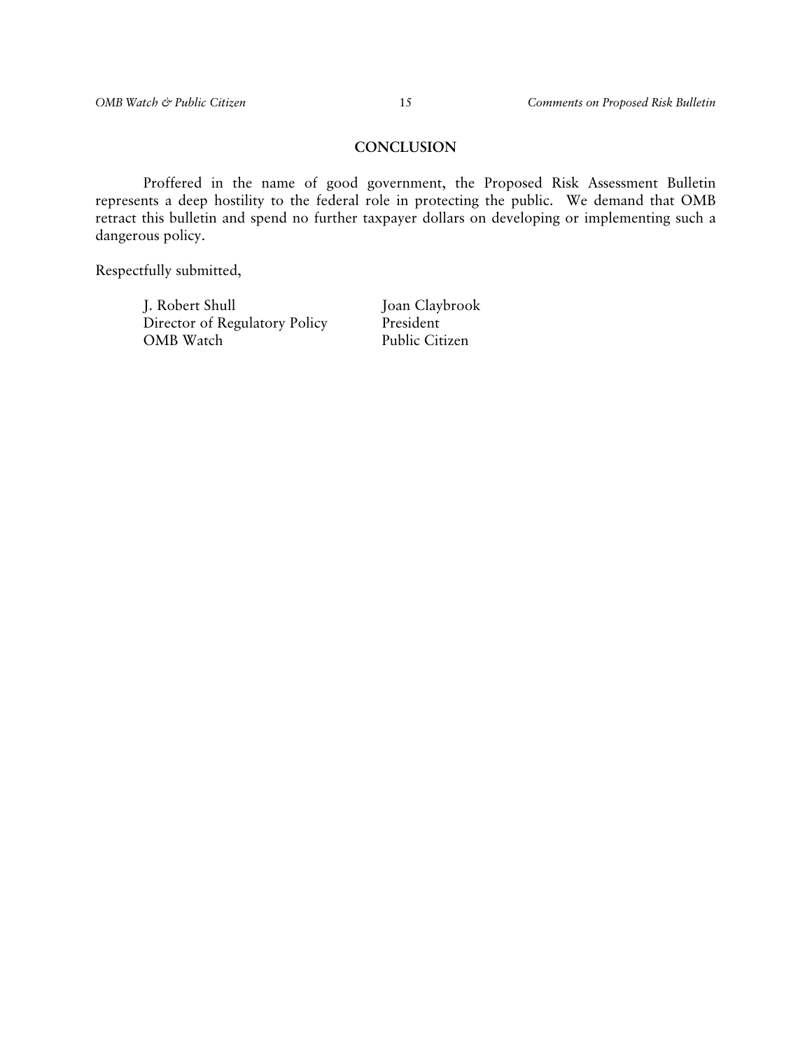## CONCLUSION

Proffered in the name of good government, the Proposed Risk Assessment Bulletin represents a deep hostility to the federal role in protecting the public. We demand that OMB retract this bulletin and spend no further taxpayer dollars on developing or implementing such a dangerous policy.

Respectfully submitted,

| | |
|---|---|
| J. Robert Shull | Joan Claybrook |
| Director of Regulatory Policy | President |
| OMB Watch | Public Citizen |